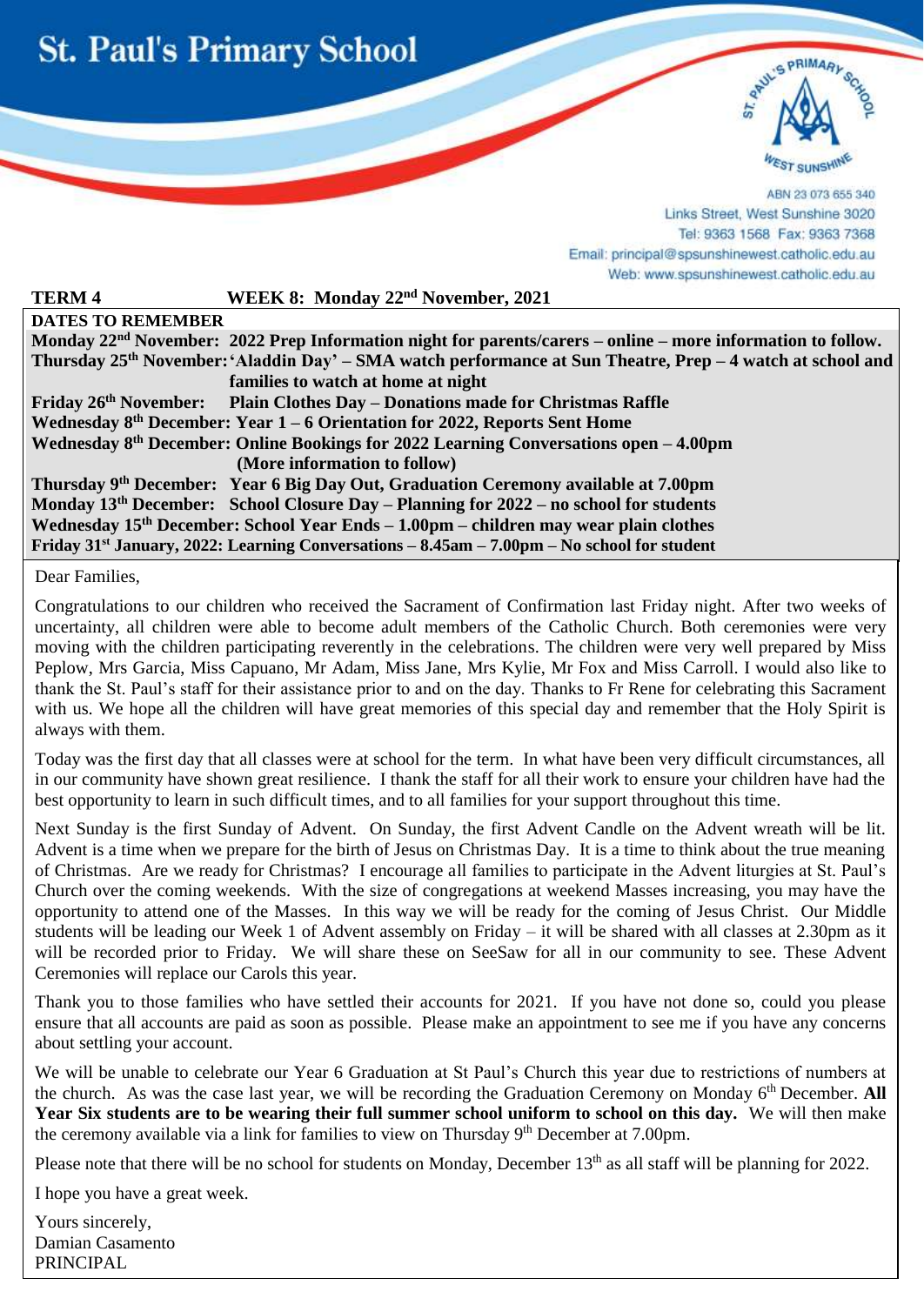# St. Paul's Primary School

ABN 23 073 655 340
Links Street, West Sunshine 3020
Tel: 9363 1568 Fax: 9363 7368
Email: principal@spsunshinewest.catholic.edu.au
Web: www.spsunshinewest.catholic.edu.au

**TERM 4 WEEK 8: Monday 22nd November, 2021**

**DATES TO REMEMBER**

| | |
|---|---|
| **Monday 22nd November:** | **2022 Prep Information night for parents/carers – online – more information to follow.** |
| **Thursday 25th November:** | **'Aladdin Day' – SMA watch performance at Sun Theatre, Prep – 4 watch at school and families to watch at home at night** |
| **Friday 26th November:** | **Plain Clothes Day – Donations made for Christmas Raffle** |
| **Wednesday 8th December:** | **Year 1 – 6 Orientation for 2022, Reports Sent Home** |
| **Wednesday 8th December:** | **Online Bookings for 2022 Learning Conversations open – 4.00pm (More information to follow)** |
| **Thursday 9th December:** | **Year 6 Big Day Out, Graduation Ceremony available at 7.00pm** |
| **Monday 13th December:** | **School Closure Day – Planning for 2022 – no school for students** |
| **Wednesday 15th December:** | **School Year Ends – 1.00pm – children may wear plain clothes** |
| **Friday 31st January, 2022:** | **Learning Conversations – 8.45am – 7.00pm – No school for student** |

Dear Families,

Congratulations to our children who received the Sacrament of Confirmation last Friday night. After two weeks of uncertainty, all children were able to become adult members of the Catholic Church. Both ceremonies were very moving with the children participating reverently in the celebrations. The children were very well prepared by Miss Peplow, Mrs Garcia, Miss Capuano, Mr Adam, Miss Jane, Mrs Kylie, Mr Fox and Miss Carroll. I would also like to thank the St. Paul's staff for their assistance prior to and on the day. Thanks to Fr Rene for celebrating this Sacrament with us. We hope all the children will have great memories of this special day and remember that the Holy Spirit is always with them.

Today was the first day that all classes were at school for the term. In what have been very difficult circumstances, all in our community have shown great resilience. I thank the staff for all their work to ensure your children have had the best opportunity to learn in such difficult times, and to all families for your support throughout this time.

Next Sunday is the first Sunday of Advent. On Sunday, the first Advent Candle on the Advent wreath will be lit. Advent is a time when we prepare for the birth of Jesus on Christmas Day. It is a time to think about the true meaning of Christmas. Are we ready for Christmas? I encourage all families to participate in the Advent liturgies at St. Paul's Church over the coming weekends. With the size of congregations at weekend Masses increasing, you may have the opportunity to attend one of the Masses. In this way we will be ready for the coming of Jesus Christ. Our Middle students will be leading our Week 1 of Advent assembly on Friday – it will be shared with all classes at 2.30pm as it will be recorded prior to Friday. We will share these on SeeSaw for all in our community to see. These Advent Ceremonies will replace our Carols this year.

Thank you to those families who have settled their accounts for 2021. If you have not done so, could you please ensure that all accounts are paid as soon as possible. Please make an appointment to see me if you have any concerns about settling your account.

We will be unable to celebrate our Year 6 Graduation at St Paul's Church this year due to restrictions of numbers at the church. As was the case last year, we will be recording the Graduation Ceremony on Monday 6th December. **All Year Six students are to be wearing their full summer school uniform to school on this day.** We will then make the ceremony available via a link for families to view on Thursday 9th December at 7.00pm.

Please note that there will be no school for students on Monday, December 13th as all staff will be planning for 2022.

I hope you have a great week.

Yours sincerely,
Damian Casamento
PRINCIPAL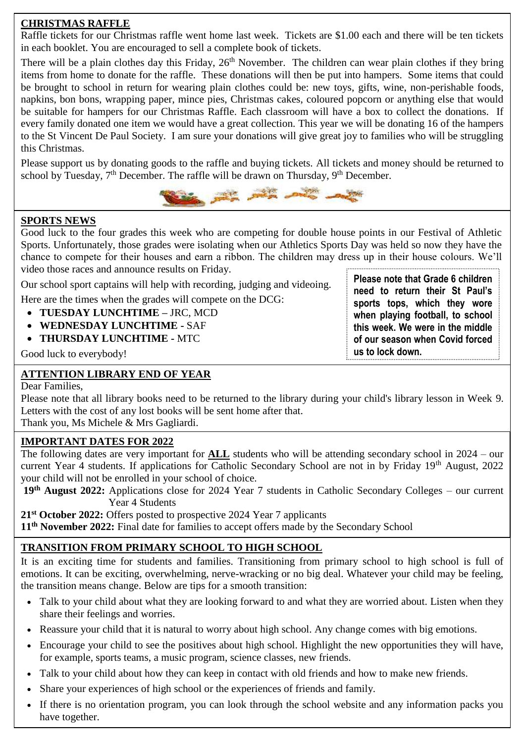## CHRISTMAS RAFFLE

Raffle tickets for our Christmas raffle went home last week. Tickets are $1.00 each and there will be ten tickets in each booklet. You are encouraged to sell a complete book of tickets.

There will be a plain clothes day this Friday, 26th November. The children can wear plain clothes if they bring items from home to donate for the raffle. These donations will then be put into hampers. Some items that could be brought to school in return for wearing plain clothes could be: new toys, gifts, wine, non-perishable foods, napkins, bon bons, wrapping paper, mince pies, Christmas cakes, coloured popcorn or anything else that would be suitable for hampers for our Christmas Raffle. Each classroom will have a box to collect the donations. If every family donated one item we would have a great collection. This year we will be donating 16 of the hampers to the St Vincent De Paul Society. I am sure your donations will give great joy to families who will be struggling this Christmas.

Please support us by donating goods to the raffle and buying tickets. All tickets and money should be returned to school by Tuesday, 7th December. The raffle will be drawn on Thursday, 9th December.

## SPORTS NEWS

Good luck to the four grades this week who are competing for double house points in our Festival of Athletic Sports. Unfortunately, those grades were isolating when our Athletics Sports Day was held so now they have the chance to compete for their houses and earn a ribbon. The children may dress up in their house colours. We'll video those races and announce results on Friday.

Our school sport captains will help with recording, judging and videoing.

Here are the times when the grades will compete on the DCG:

- **TUESDAY LUNCHTIME –** JRC, MCD
- **WEDNESDAY LUNCHTIME -** SAF
- **THURSDAY LUNCHTIME -** MTC

Good luck to everybody!

**Please note that Grade 6 children need to return their St Paul's sports tops, which they wore when playing football, to school this week. We were in the middle of our season when Covid forced us to lock down.**

## ATTENTION LIBRARY END OF YEAR

Dear Families,

Please note that all library books need to be returned to the library during your child's library lesson in Week 9. Letters with the cost of any lost books will be sent home after that.

Thank you, Ms Michele & Mrs Gagliardi.

## IMPORTANT DATES FOR 2022

The following dates are very important for **ALL** students who will be attending secondary school in 2024 – our current Year 4 students. If applications for Catholic Secondary School are not in by Friday 19th August, 2022 your child will not be enrolled in your school of choice.

**19th August 2022:** Applications close for 2024 Year 7 students in Catholic Secondary Colleges – our current Year 4 Students

**21st October 2022:** Offers posted to prospective 2024 Year 7 applicants

**11th November 2022:** Final date for families to accept offers made by the Secondary School

## TRANSITION FROM PRIMARY SCHOOL TO HIGH SCHOOL

It is an exciting time for students and families. Transitioning from primary school to high school is full of emotions. It can be exciting, overwhelming, nerve-wracking or no big deal. Whatever your child may be feeling, the transition means change. Below are tips for a smooth transition:

- Talk to your child about what they are looking forward to and what they are worried about. Listen when they share their feelings and worries.
- Reassure your child that it is natural to worry about high school. Any change comes with big emotions.
- Encourage your child to see the positives about high school. Highlight the new opportunities they will have, for example, sports teams, a music program, science classes, new friends.
- Talk to your child about how they can keep in contact with old friends and how to make new friends.
- Share your experiences of high school or the experiences of friends and family.
- If there is no orientation program, you can look through the school website and any information packs you have together.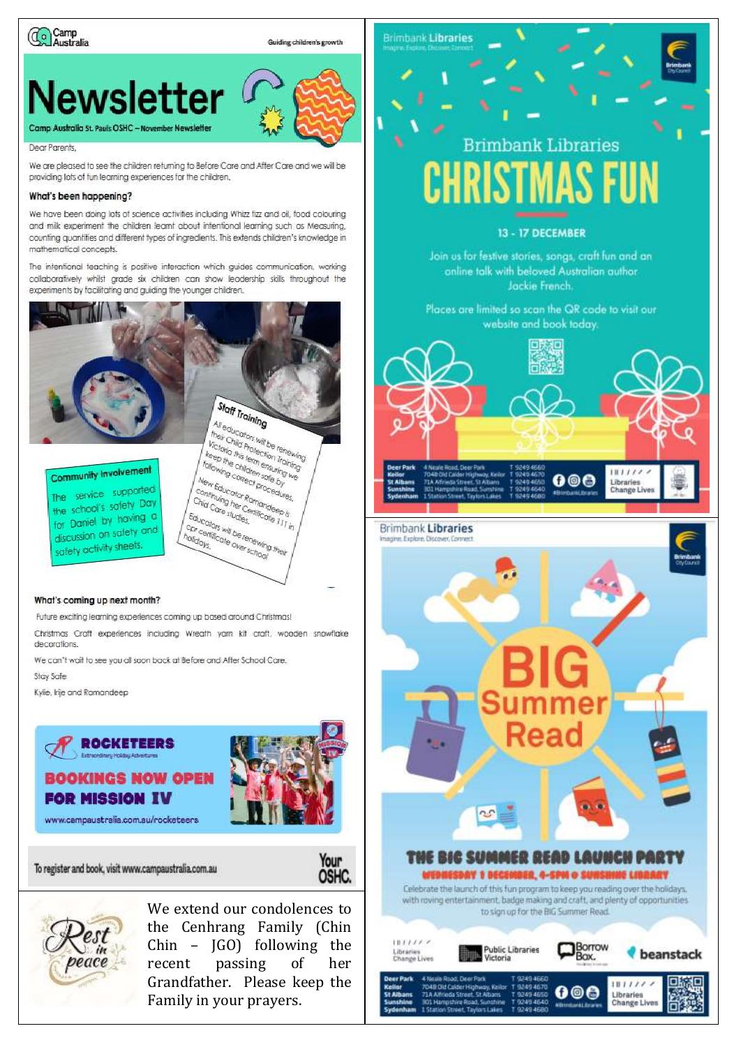Camp Australia

Guiding children's growth

# Newsletter

Camp Australia St. Pauls OSHC – November Newsletter

Dear Parents,

We are pleased to see the children returning to Before Care and After Care and we will be providing lots of fun learning experiences for the children.

**What's been happening?**

We have been doing lots of science activities including Whizz fizz and oil, food colouring and milk experiment the children learnt about intentional learning such as Measuring, counting quantities and different types of ingredients. This extends children's knowledge in mathematical concepts.

The intentional teaching is positive interaction which guides communication, working collaboratively whilst grade six children can show leadership skills throughout the experiments by facilitating and guiding the younger children.

**Staff Training**

All educators will be renewing their Child Protection Training Victoria this term ensuring we keep the children safe by following correct procedures.

New Educator Ramandeep is continuing her Certificate 111 in Child Care studies.

Educators will be renewing their cpr certificate over school holidays.

**Community Involvement**

The service supported the school's safety Day for Daniel by having a discussion on safety and safety activity sheets.

**What's coming up next month?**

Future exciting learning experiences coming up based around Christmas!

Christmas Craft experiences including Wreath yarn kit craft, wooden snowflake decorations.

We can't wait to see you all soon back at Before and After School Care.

Stay Safe

Kylie, Irje and Ramandeep

**ROCKETEERS** Extraordinary Holiday Adventures

**BOOKINGS NOW OPEN FOR MISSION IV**

www.campaustralia.com.au/rocketeers

To register and book, visit www.campaustralia.com.au

Your OSHC.

Rest in peace

We extend our condolences to the Cenhrang Family (Chin Chin – JGO) following the recent passing of her Grandfather. Please keep the Family in your prayers.

---

Brimbank Libraries
Imagine, Explore, Discover, Connect

## Brimbank Libraries CHRISTMAS FUN

**13 - 17 DECEMBER**

Join us for festive stories, songs, craft fun and an online talk with beloved Australian author Jackie French.

Places are limited so scan the QR code to visit our website and book today.

| | | |
|---|---|---|
| Deer Park | 4 Neale Road, Deer Park | T 9249 4660 |
| Keilor | 704B Old Calder Highway, Keilor | T 9249 4670 |
| St Albans | 71A Alfrieda Street, St Albans | T 9249 4650 |
| Sunshine | 301 Hampshire Road, Sunshine | T 9249 4640 |
| Sydenham | 1 Station Street, Taylors Lakes | T 9249 4680 |

#BrimbankLibraries

Libraries Change Lives

---

Brimbank Libraries
Imagine, Explore, Discover, Connect

## BIG Summer Read

**THE BIG SUMMER READ LAUNCH PARTY**

**WEDNESDAY 1 DECEMBER, 4-5PM @ SUNSHINE LIBRARY**

Celebrate the launch of this fun program to keep you reading over the holidays, with roving entertainment, badge making and craft, and plenty of opportunities to sign up for the BIG Summer Read.

Libraries Change Lives | Public Libraries Victoria | Borrow Box | beanstack

| | | |
|---|---|---|
| Deer Park | 4 Neale Road, Deer Park | T 9249 4660 |
| Keilor | 704B Old Calder Highway, Keilor | T 9249 4670 |
| St Albans | 71A Alfrieda Street, St Albans | T 9249 4650 |
| Sunshine | 301 Hampshire Road, Sunshine | T 9249 4640 |
| Sydenham | 1 Station Street, Taylors Lakes | T 9249 4680 |

#BrimbankLibraries

Libraries Change Lives